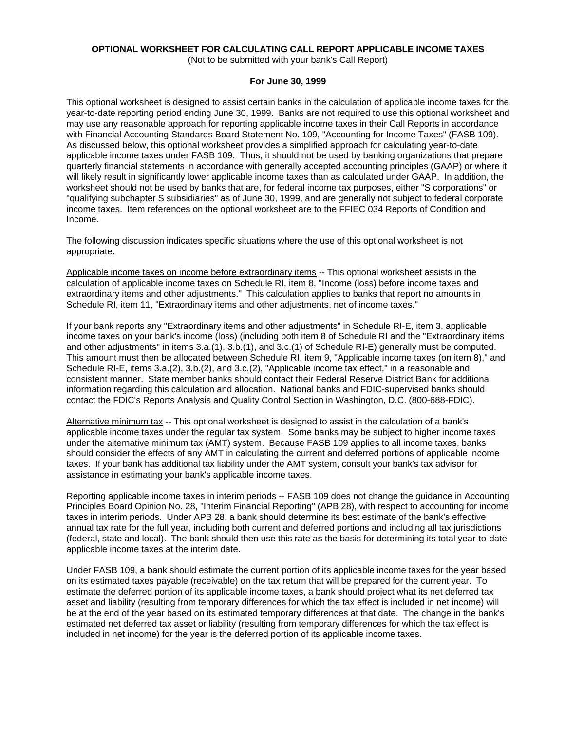# OPTIONAL WORKSHEET FOR CALCULATING CALL REPORT APPLICABLE INCOME TAXES

(Not to be submitted with your bank's Call Report)

**For June 30, 1999**

This optional worksheet is designed to assist certain banks in the calculation of applicable income taxes for the year-to-date reporting period ending June 30, 1999. Banks are not required to use this optional worksheet and may use any reasonable approach for reporting applicable income taxes in their Call Reports in accordance with Financial Accounting Standards Board Statement No. 109, "Accounting for Income Taxes" (FASB 109). As discussed below, this optional worksheet provides a simplified approach for calculating year-to-date applicable income taxes under FASB 109. Thus, it should not be used by banking organizations that prepare quarterly financial statements in accordance with generally accepted accounting principles (GAAP) or where it will likely result in significantly lower applicable income taxes than as calculated under GAAP. In addition, the worksheet should not be used by banks that are, for federal income tax purposes, either "S corporations" or "qualifying subchapter S subsidiaries" as of June 30, 1999, and are generally not subject to federal corporate income taxes. Item references on the optional worksheet are to the FFIEC 034 Reports of Condition and Income.

The following discussion indicates specific situations where the use of this optional worksheet is not appropriate.

Applicable income taxes on income before extraordinary items -- This optional worksheet assists in the calculation of applicable income taxes on Schedule RI, item 8, "Income (loss) before income taxes and extraordinary items and other adjustments." This calculation applies to banks that report no amounts in Schedule RI, item 11, "Extraordinary items and other adjustments, net of income taxes."

If your bank reports any "Extraordinary items and other adjustments" in Schedule RI-E, item 3, applicable income taxes on your bank's income (loss) (including both item 8 of Schedule RI and the "Extraordinary items and other adjustments" in items 3.a.(1), 3.b.(1), and 3.c.(1) of Schedule RI-E) generally must be computed. This amount must then be allocated between Schedule RI, item 9, "Applicable income taxes (on item 8)," and Schedule RI-E, items 3.a.(2), 3.b.(2), and 3.c.(2), "Applicable income tax effect," in a reasonable and consistent manner. State member banks should contact their Federal Reserve District Bank for additional information regarding this calculation and allocation. National banks and FDIC-supervised banks should contact the FDIC's Reports Analysis and Quality Control Section in Washington, D.C. (800-688-FDIC).

Alternative minimum tax -- This optional worksheet is designed to assist in the calculation of a bank's applicable income taxes under the regular tax system. Some banks may be subject to higher income taxes under the alternative minimum tax (AMT) system. Because FASB 109 applies to all income taxes, banks should consider the effects of any AMT in calculating the current and deferred portions of applicable income taxes. If your bank has additional tax liability under the AMT system, consult your bank's tax advisor for assistance in estimating your bank's applicable income taxes.

Reporting applicable income taxes in interim periods -- FASB 109 does not change the guidance in Accounting Principles Board Opinion No. 28, "Interim Financial Reporting" (APB 28), with respect to accounting for income taxes in interim periods. Under APB 28, a bank should determine its best estimate of the bank's effective annual tax rate for the full year, including both current and deferred portions and including all tax jurisdictions (federal, state and local). The bank should then use this rate as the basis for determining its total year-to-date applicable income taxes at the interim date.

Under FASB 109, a bank should estimate the current portion of its applicable income taxes for the year based on its estimated taxes payable (receivable) on the tax return that will be prepared for the current year. To estimate the deferred portion of its applicable income taxes, a bank should project what its net deferred tax asset and liability (resulting from temporary differences for which the tax effect is included in net income) will be at the end of the year based on its estimated temporary differences at that date. The change in the bank's estimated net deferred tax asset or liability (resulting from temporary differences for which the tax effect is included in net income) for the year is the deferred portion of its applicable income taxes.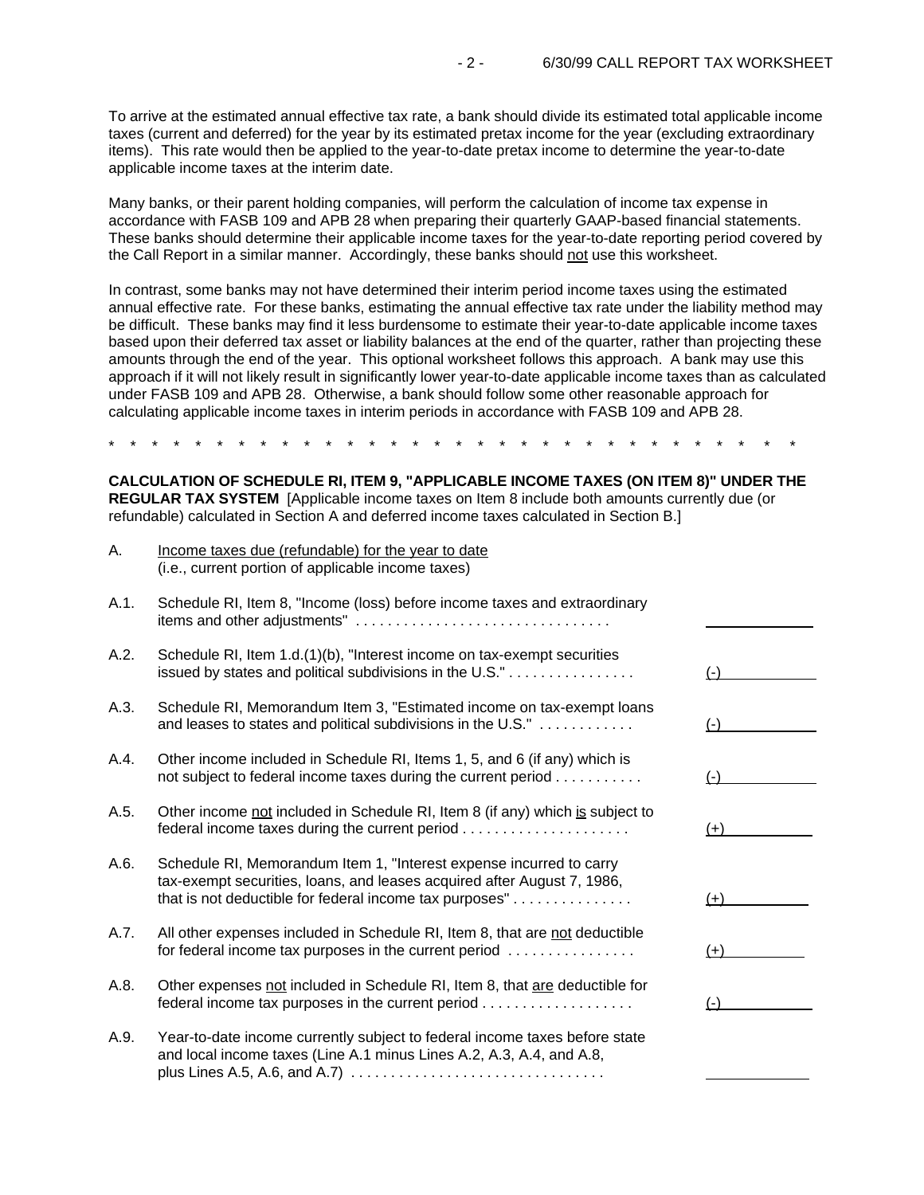To arrive at the estimated annual effective tax rate, a bank should divide its estimated total applicable income taxes (current and deferred) for the year by its estimated pretax income for the year (excluding extraordinary items). This rate would then be applied to the year-to-date pretax income to determine the year-to-date applicable income taxes at the interim date.

Many banks, or their parent holding companies, will perform the calculation of income tax expense in accordance with FASB 109 and APB 28 when preparing their quarterly GAAP-based financial statements. These banks should determine their applicable income taxes for the year-to-date reporting period covered by the Call Report in a similar manner. Accordingly, these banks should not use this worksheet.

In contrast, some banks may not have determined their interim period income taxes using the estimated annual effective rate. For these banks, estimating the annual effective tax rate under the liability method may be difficult. These banks may find it less burdensome to estimate their year-to-date applicable income taxes based upon their deferred tax asset or liability balances at the end of the quarter, rather than projecting these amounts through the end of the year. This optional worksheet follows this approach. A bank may use this approach if it will not likely result in significantly lower year-to-date applicable income taxes than as calculated under FASB 109 and APB 28. Otherwise, a bank should follow some other reasonable approach for calculating applicable income taxes in interim periods in accordance with FASB 109 and APB 28.

* * * * * * * * * * * * * * * * * * * * * * * * * * * * * * * * * * *

**CALCULATION OF SCHEDULE RI, ITEM 9, "APPLICABLE INCOME TAXES (ON ITEM 8)" UNDER THE REGULAR TAX SYSTEM** [Applicable income taxes on Item 8 include both amounts currently due (or refundable) calculated in Section A and deferred income taxes calculated in Section B.]

A. Income taxes due (refundable) for the year to date (i.e., current portion of applicable income taxes)

| | | |
|---|---|---|
| A.1. | Schedule RI, Item 8, "Income (loss) before income taxes and extraordinary items and other adjustments" . . . . . . . . . . . . . . . . . . . . . . . . . . . . . . . . | ________ |
| A.2. | Schedule RI, Item 1.d.(1)(b), "Interest income on tax-exempt securities issued by states and political subdivisions in the U.S." . . . . . . . . . . . . . . . . | (-) ________ |
| A.3. | Schedule RI, Memorandum Item 3, "Estimated income on tax-exempt loans and leases to states and political subdivisions in the U.S." . . . . . . . . . . . . | (-) ________ |
| A.4. | Other income included in Schedule RI, Items 1, 5, and 6 (if any) which is not subject to federal income taxes during the current period . . . . . . . . . . . | (-) ________ |
| A.5. | Other income not included in Schedule RI, Item 8 (if any) which is subject to federal income taxes during the current period . . . . . . . . . . . . . . . . . . . . . | (+) ________ |
| A.6. | Schedule RI, Memorandum Item 1, "Interest expense incurred to carry tax-exempt securities, loans, and leases acquired after August 7, 1986, that is not deductible for federal income tax purposes" . . . . . . . . . . . . . . . | (+) ________ |
| A.7. | All other expenses included in Schedule RI, Item 8, that are not deductible for federal income tax purposes in the current period . . . . . . . . . . . . . . . . | (+) ________ |
| A.8. | Other expenses not included in Schedule RI, Item 8, that are deductible for federal income tax purposes in the current period . . . . . . . . . . . . . . . . . . . | (-) ________ |
| A.9. | Year-to-date income currently subject to federal income taxes before state and local income taxes (Line A.1 minus Lines A.2, A.3, A.4, and A.8, plus Lines A.5, A.6, and A.7) . . . . . . . . . . . . . . . . . . . . . . . . . . . . . . . . | ________ |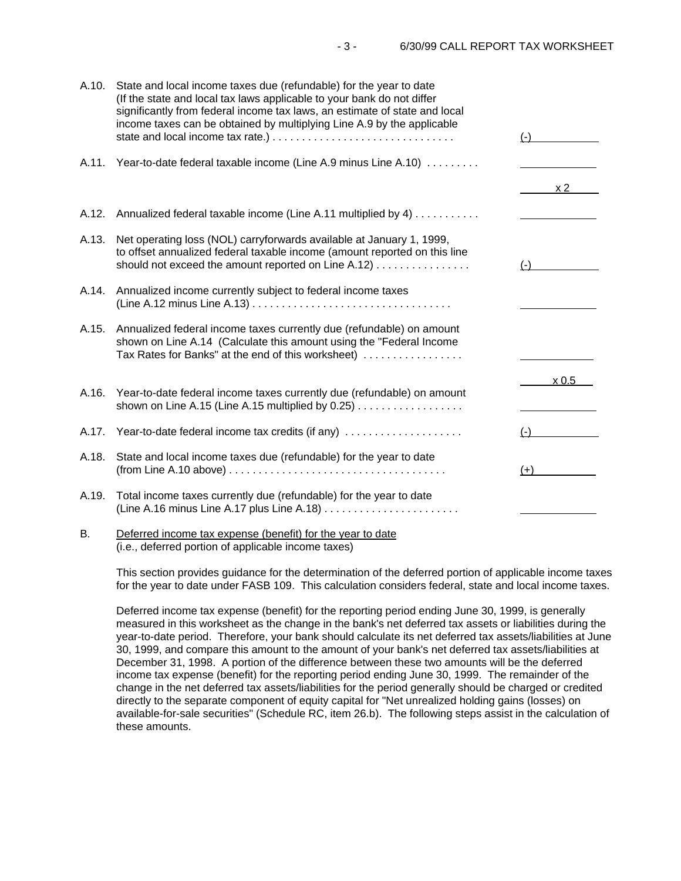| Line | Description | Amount |
|---|---|---|
| A.10. | State and local income taxes due (refundable) for the year to date (If the state and local tax laws applicable to your bank do not differ significantly from federal income tax laws, an estimate of state and local income taxes can be obtained by multiplying Line A.9 by the applicable state and local income tax rate.) . . . . . . . . . . . . . . . . . . . . . . . . . . . . . . | (-) |
| A.11. | Year-to-date federal taxable income (Line A.9 minus Line A.10) . . . . . . . . . | |
| | | x 2 |
| A.12. | Annualized federal taxable income (Line A.11 multiplied by 4) . . . . . . . . . . . | |
| A.13. | Net operating loss (NOL) carryforwards available at January 1, 1999, to offset annualized federal taxable income (amount reported on this line should not exceed the amount reported on Line A.12) . . . . . . . . . . . . . . . . | (-) |
| A.14. | Annualized income currently subject to federal income taxes (Line A.12 minus Line A.13) . . . . . . . . . . . . . . . . . . . . . . . . . . . . . . . . . . | |
| A.15. | Annualized federal income taxes currently due (refundable) on amount shown on Line A.14 (Calculate this amount using the "Federal Income Tax Rates for Banks" at the end of this worksheet) . . . . . . . . . . . . . . . . . | |
| | | x 0.5 |
| A.16. | Year-to-date federal income taxes currently due (refundable) on amount shown on Line A.15 (Line A.15 multiplied by 0.25) . . . . . . . . . . . . . . . . . . | |
| A.17. | Year-to-date federal income tax credits (if any) . . . . . . . . . . . . . . . . . . . . | (-) |
| A.18. | State and local income taxes due (refundable) for the year to date (from Line A.10 above) . . . . . . . . . . . . . . . . . . . . . . . . . . . . . . . . . . . . . | (+) |
| A.19. | Total income taxes currently due (refundable) for the year to date (Line A.16 minus Line A.17 plus Line A.18) . . . . . . . . . . . . . . . . . . . . . . . | |

B. Deferred income tax expense (benefit) for the year to date
(i.e., deferred portion of applicable income taxes)

This section provides guidance for the determination of the deferred portion of applicable income taxes for the year to date under FASB 109. This calculation considers federal, state and local income taxes.

Deferred income tax expense (benefit) for the reporting period ending June 30, 1999, is generally measured in this worksheet as the change in the bank's net deferred tax assets or liabilities during the year-to-date period. Therefore, your bank should calculate its net deferred tax assets/liabilities at June 30, 1999, and compare this amount to the amount of your bank's net deferred tax assets/liabilities at December 31, 1998. A portion of the difference between these two amounts will be the deferred income tax expense (benefit) for the reporting period ending June 30, 1999. The remainder of the change in the net deferred tax assets/liabilities for the period generally should be charged or credited directly to the separate component of equity capital for "Net unrealized holding gains (losses) on available-for-sale securities" (Schedule RC, item 26.b). The following steps assist in the calculation of these amounts.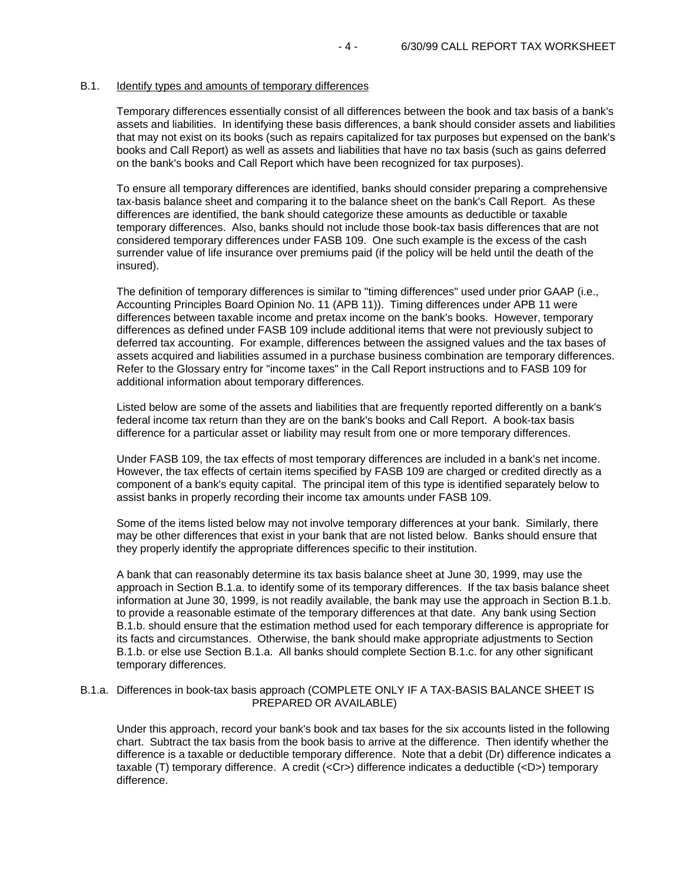## B.1. Identify types and amounts of temporary differences

Temporary differences essentially consist of all differences between the book and tax basis of a bank's assets and liabilities. In identifying these basis differences, a bank should consider assets and liabilities that may not exist on its books (such as repairs capitalized for tax purposes but expensed on the bank's books and Call Report) as well as assets and liabilities that have no tax basis (such as gains deferred on the bank's books and Call Report which have been recognized for tax purposes).

To ensure all temporary differences are identified, banks should consider preparing a comprehensive tax-basis balance sheet and comparing it to the balance sheet on the bank's Call Report. As these differences are identified, the bank should categorize these amounts as deductible or taxable temporary differences. Also, banks should not include those book-tax basis differences that are not considered temporary differences under FASB 109. One such example is the excess of the cash surrender value of life insurance over premiums paid (if the policy will be held until the death of the insured).

The definition of temporary differences is similar to "timing differences" used under prior GAAP (i.e., Accounting Principles Board Opinion No. 11 (APB 11)). Timing differences under APB 11 were differences between taxable income and pretax income on the bank's books. However, temporary differences as defined under FASB 109 include additional items that were not previously subject to deferred tax accounting. For example, differences between the assigned values and the tax bases of assets acquired and liabilities assumed in a purchase business combination are temporary differences. Refer to the Glossary entry for "income taxes" in the Call Report instructions and to FASB 109 for additional information about temporary differences.

Listed below are some of the assets and liabilities that are frequently reported differently on a bank's federal income tax return than they are on the bank's books and Call Report. A book-tax basis difference for a particular asset or liability may result from one or more temporary differences.

Under FASB 109, the tax effects of most temporary differences are included in a bank's net income. However, the tax effects of certain items specified by FASB 109 are charged or credited directly as a component of a bank's equity capital. The principal item of this type is identified separately below to assist banks in properly recording their income tax amounts under FASB 109.

Some of the items listed below may not involve temporary differences at your bank. Similarly, there may be other differences that exist in your bank that are not listed below. Banks should ensure that they properly identify the appropriate differences specific to their institution.

A bank that can reasonably determine its tax basis balance sheet at June 30, 1999, may use the approach in Section B.1.a. to identify some of its temporary differences. If the tax basis balance sheet information at June 30, 1999, is not readily available, the bank may use the approach in Section B.1.b. to provide a reasonable estimate of the temporary differences at that date. Any bank using Section B.1.b. should ensure that the estimation method used for each temporary difference is appropriate for its facts and circumstances. Otherwise, the bank should make appropriate adjustments to Section B.1.b. or else use Section B.1.a. All banks should complete Section B.1.c. for any other significant temporary differences.

### B.1.a. Differences in book-tax basis approach (COMPLETE ONLY IF A TAX-BASIS BALANCE SHEET IS PREPARED OR AVAILABLE)

Under this approach, record your bank's book and tax bases for the six accounts listed in the following chart. Subtract the tax basis from the book basis to arrive at the difference. Then identify whether the difference is a taxable or deductible temporary difference. Note that a debit (Dr) difference indicates a taxable (T) temporary difference. A credit (<Cr>) difference indicates a deductible (<D>) temporary difference.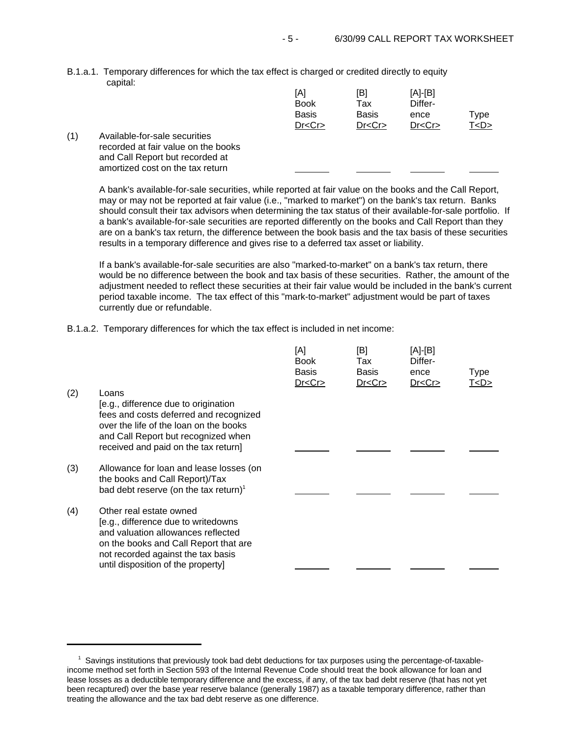B.1.a.1. Temporary differences for which the tax effect is charged or credited directly to equity capital:

| | | [A] Book Basis Dr<Cr> | [B] Tax Basis Dr<Cr> | [A]-[B] Difference Dr<Cr> | Type T<D> |
|---|---|---|---|---|---|
| (1) | Available-for-sale securities recorded at fair value on the books and Call Report but recorded at amortized cost on the tax return | ______ | ______ | ______ | ______ |

A bank's available-for-sale securities, while reported at fair value on the books and the Call Report, may or may not be reported at fair value (i.e., "marked to market") on the bank's tax return. Banks should consult their tax advisors when determining the tax status of their available-for-sale portfolio. If a bank's available-for-sale securities are reported differently on the books and Call Report than they are on a bank's tax return, the difference between the book basis and the tax basis of these securities results in a temporary difference and gives rise to a deferred tax asset or liability.

If a bank's available-for-sale securities are also "marked-to-market" on a bank's tax return, there would be no difference between the book and tax basis of these securities. Rather, the amount of the adjustment needed to reflect these securities at their fair value would be included in the bank's current period taxable income. The tax effect of this "mark-to-market" adjustment would be part of taxes currently due or refundable.

B.1.a.2. Temporary differences for which the tax effect is included in net income:

| | | [A] Book Basis Dr<Cr> | [B] Tax Basis Dr<Cr> | [A]-[B] Difference Dr<Cr> | Type T<D> |
|---|---|---|---|---|---|
| (2) | Loans [e.g., difference due to origination fees and costs deferred and recognized over the life of the loan on the books and Call Report but recognized when received and paid on the tax return] | ______ | ______ | ______ | ______ |
| (3) | Allowance for loan and lease losses (on the books and Call Report)/Tax bad debt reserve (on the tax return)[1] | ______ | ______ | ______ | ______ |
| (4) | Other real estate owned [e.g., difference due to writedowns and valuation allowances reflected on the books and Call Report that are not recorded against the tax basis until disposition of the property] | ______ | ______ | ______ | ______ |

[1] Savings institutions that previously took bad debt deductions for tax purposes using the percentage-of-taxable-income method set forth in Section 593 of the Internal Revenue Code should treat the book allowance for loan and lease losses as a deductible temporary difference and the excess, if any, of the tax bad debt reserve (that has not yet been recaptured) over the base year reserve balance (generally 1987) as a taxable temporary difference, rather than treating the allowance and the tax bad debt reserve as one difference.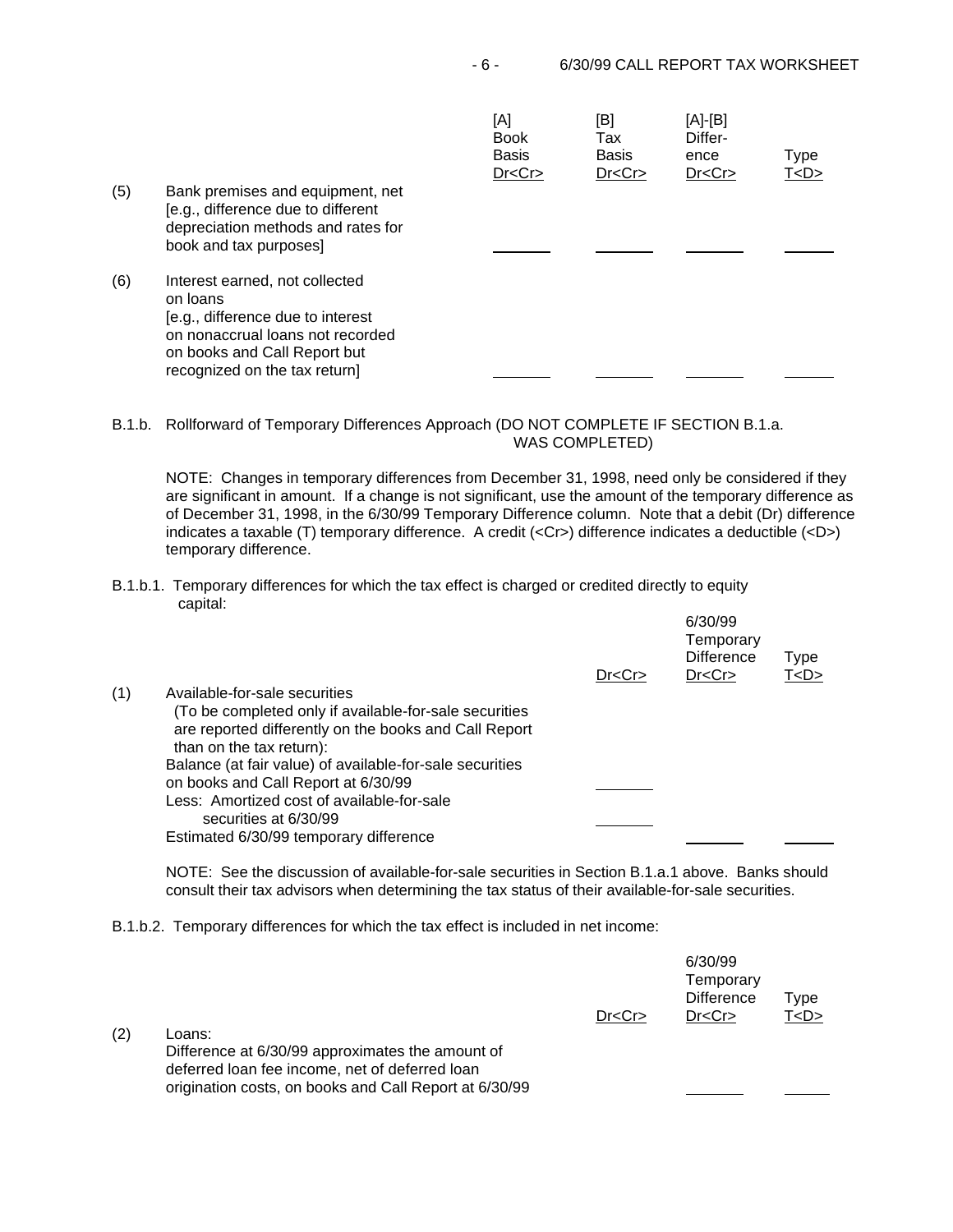| | | [A] Book Basis Dr<Cr> | [B] Tax Basis Dr<Cr> | [A]-[B] Difference Dr<Cr> | Type T<D> |
|---|---|---|---|---|---|
| (5) | Bank premises and equipment, net [e.g., difference due to different depreciation methods and rates for book and tax purposes] | _______ | _______ | _______ | ______ |
| (6) | Interest earned, not collected on loans [e.g., difference due to interest on nonaccrual loans not recorded on books and Call Report but recognized on the tax return] | _______ | _______ | _______ | ______ |

B.1.b. Rollforward of Temporary Differences Approach (DO NOT COMPLETE IF SECTION B.1.a. WAS COMPLETED)

NOTE: Changes in temporary differences from December 31, 1998, need only be considered if they are significant in amount. If a change is not significant, use the amount of the temporary difference as of December 31, 1998, in the 6/30/99 Temporary Difference column. Note that a debit (Dr) difference indicates a taxable (T) temporary difference. A credit (<Cr>) difference indicates a deductible (<D>) temporary difference.

B.1.b.1. Temporary differences for which the tax effect is charged or credited directly to equity capital:

| | | Dr<Cr> | 6/30/99 Temporary Difference Dr<Cr> | Type T<D> |
|---|---|---|---|---|
| (1) | Available-for-sale securities (To be completed only if available-for-sale securities are reported differently on the books and Call Report than on the tax return): | | | |
| | Balance (at fair value) of available-for-sale securities on books and Call Report at 6/30/99 | _______ | | |
| | Less: Amortized cost of available-for-sale securities at 6/30/99 | _______ | | |
| | Estimated 6/30/99 temporary difference | | _______ | ______ |

NOTE: See the discussion of available-for-sale securities in Section B.1.a.1 above. Banks should consult their tax advisors when determining the tax status of their available-for-sale securities.

B.1.b.2. Temporary differences for which the tax effect is included in net income:

| | | Dr<Cr> | 6/30/99 Temporary Difference Dr<Cr> | Type T<D> |
|---|---|---|---|---|
| (2) | Loans: Difference at 6/30/99 approximates the amount of deferred loan fee income, net of deferred loan origination costs, on books and Call Report at 6/30/99 | | _______ | ______ |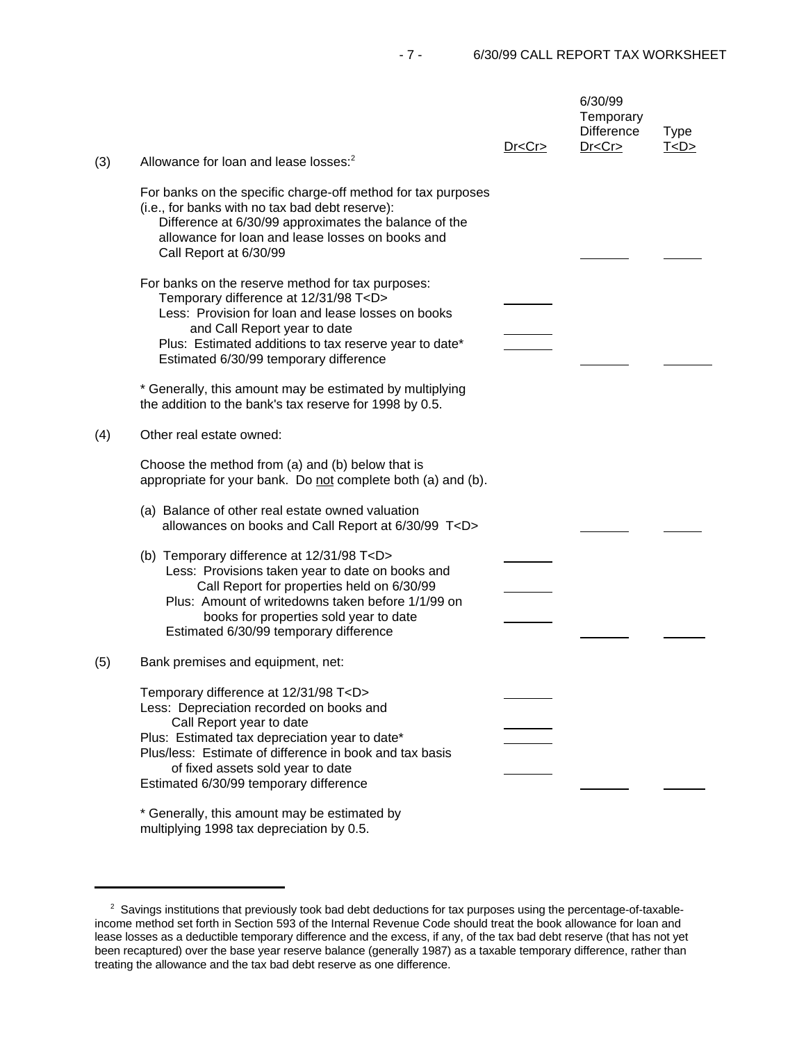| | | Dr<Cr> | 6/30/99 Temporary Difference Dr<Cr> | Type T<D> |
|---|---|---|---|---|
| (3) | Allowance for loan and lease losses:[2] | | | |
| | For banks on the specific charge-off method for tax purposes (i.e., for banks with no tax bad debt reserve): Difference at 6/30/99 approximates the balance of the allowance for loan and lease losses on books and Call Report at 6/30/99 | | _______ | _____ |
| | For banks on the reserve method for tax purposes: | | | |
| | Temporary difference at 12/31/98 T<D> | _______ | | |
| | Less: Provision for loan and lease losses on books and Call Report year to date | _______ | | |
| | Plus: Estimated additions to tax reserve year to date* | _______ | | |
| | Estimated 6/30/99 temporary difference | | _______ | _______ |
| | * Generally, this amount may be estimated by multiplying the addition to the bank's tax reserve for 1998 by 0.5. | | | |
| (4) | Other real estate owned: | | | |
| | Choose the method from (a) and (b) below that is appropriate for your bank. Do not complete both (a) and (b). | | | |
| | (a) Balance of other real estate owned valuation allowances on books and Call Report at 6/30/99 T<D> | | _______ | _____ |
| | (b) Temporary difference at 12/31/98 T<D> | _______ | | |
| | Less: Provisions taken year to date on books and Call Report for properties held on 6/30/99 | _______ | | |
| | Plus: Amount of writedowns taken before 1/1/99 on books for properties sold year to date | _______ | | |
| | Estimated 6/30/99 temporary difference | | _______ | _____ |
| (5) | Bank premises and equipment, net: | | | |
| | Temporary difference at 12/31/98 T<D> | _______ | | |
| | Less: Depreciation recorded on books and Call Report year to date | _______ | | |
| | Plus: Estimated tax depreciation year to date* | _______ | | |
| | Plus/less: Estimate of difference in book and tax basis of fixed assets sold year to date | _______ | | |
| | Estimated 6/30/99 temporary difference | | _______ | _____ |
| | * Generally, this amount may be estimated by multiplying 1998 tax depreciation by 0.5. | | | |

[2] Savings institutions that previously took bad debt deductions for tax purposes using the percentage-of-taxable-income method set forth in Section 593 of the Internal Revenue Code should treat the book allowance for loan and lease losses as a deductible temporary difference and the excess, if any, of the tax bad debt reserve (that has not yet been recaptured) over the base year reserve balance (generally 1987) as a taxable temporary difference, rather than treating the allowance and the tax bad debt reserve as one difference.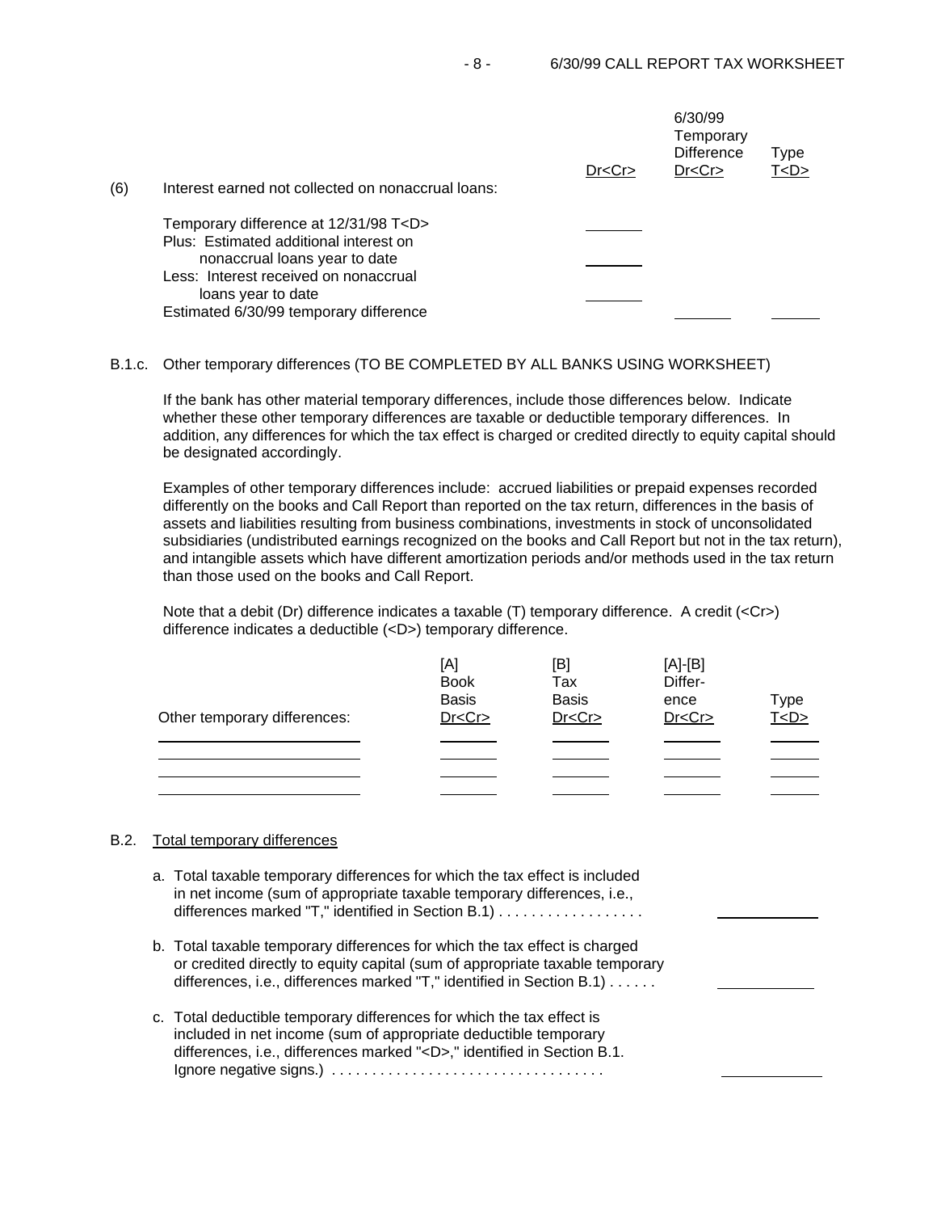| (6) Interest earned not collected on nonaccrual loans: | Dr<Cr> | 6/30/99 Temporary Difference Dr<Cr> | Type T<D> |
|---|---|---|---|
| Temporary difference at 12/31/98 T<D> | _______ | | |
| Plus: Estimated additional interest on nonaccrual loans year to date | _______ | | |
| Less: Interest received on nonaccrual loans year to date | _______ | | |
| Estimated 6/30/99 temporary difference | | _______ | ______ |

B.1.c. Other temporary differences (TO BE COMPLETED BY ALL BANKS USING WORKSHEET)

If the bank has other material temporary differences, include those differences below. Indicate whether these other temporary differences are taxable or deductible temporary differences. In addition, any differences for which the tax effect is charged or credited directly to equity capital should be designated accordingly.

Examples of other temporary differences include: accrued liabilities or prepaid expenses recorded differently on the books and Call Report than reported on the tax return, differences in the basis of assets and liabilities resulting from business combinations, investments in stock of unconsolidated subsidiaries (undistributed earnings recognized on the books and Call Report but not in the tax return), and intangible assets which have different amortization periods and/or methods used in the tax return than those used on the books and Call Report.

Note that a debit (Dr) difference indicates a taxable (T) temporary difference. A credit (<Cr>) difference indicates a deductible (<D>) temporary difference.

| Other temporary differences: | [A] Book Basis Dr<Cr> | [B] Tax Basis Dr<Cr> | [A]-[B] Difference Dr<Cr> | Type T<D> |
|---|---|---|---|---|
| | | | | |
| | | | | |
| | | | | |
| | | | | |

B.2. Total temporary differences

a. Total taxable temporary differences for which the tax effect is included in net income (sum of appropriate taxable temporary differences, i.e., differences marked "T," identified in Section B.1) . . . . . . . . . . . . . . . . . . ____________

b. Total taxable temporary differences for which the tax effect is charged or credited directly to equity capital (sum of appropriate taxable temporary differences, i.e., differences marked "T," identified in Section B.1) . . . . . . ____________

c. Total deductible temporary differences for which the tax effect is included in net income (sum of appropriate deductible temporary differences, i.e., differences marked "<D>," identified in Section B.1. Ignore negative signs.) . . . . . . . . . . . . . . . . . . . . . . . . . . . . . . . . . ____________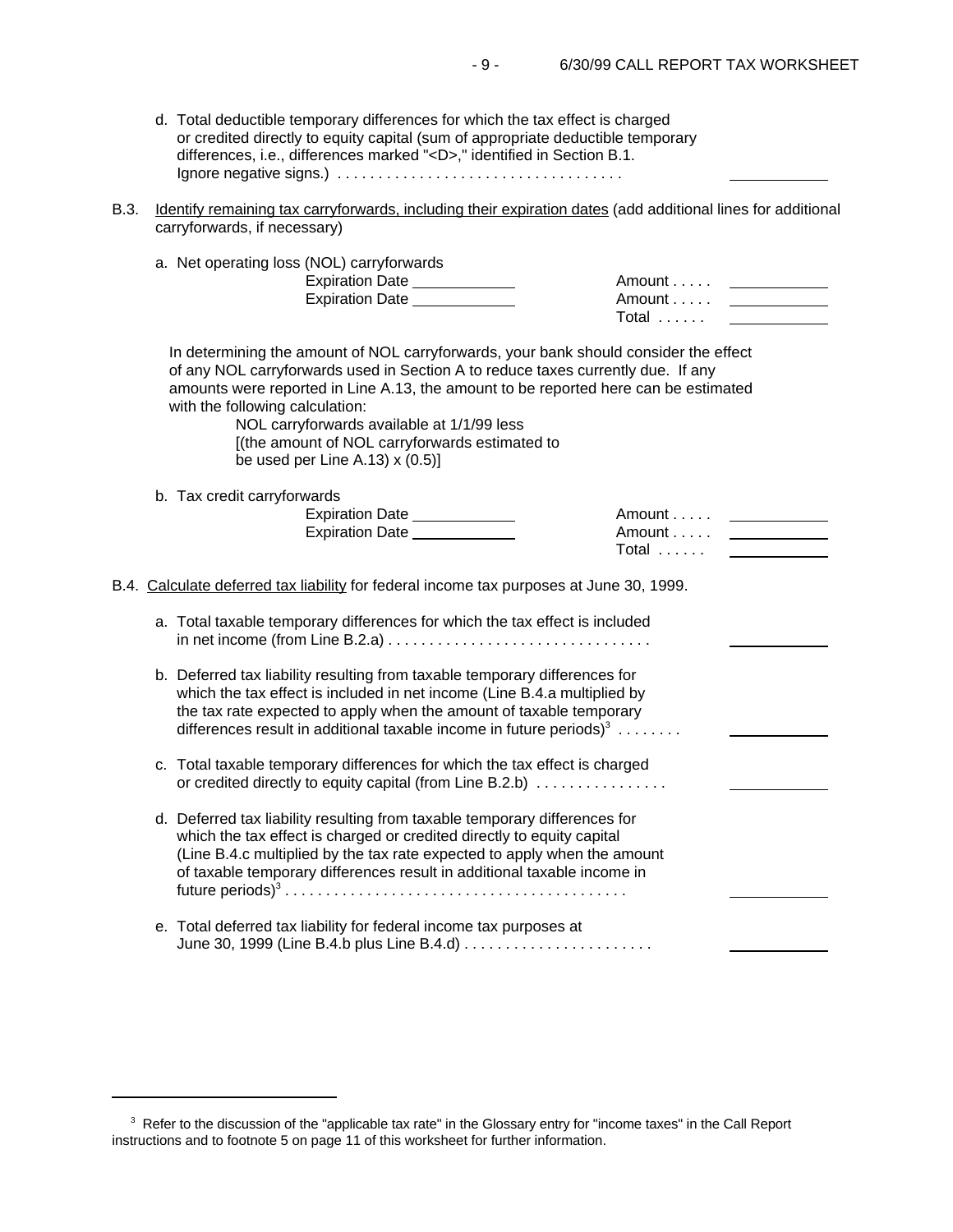d. Total deductible temporary differences for which the tax effect is charged or credited directly to equity capital (sum of appropriate deductible temporary differences, i.e., differences marked "<D>," identified in Section B.1. Ignore negative signs.) . . . . . . . . . . . . . . . . . . . . . . . . . . . . . . . . . . . \_\_\_\_\_\_\_\_\_\_

B.3. Identify remaining tax carryforwards, including their expiration dates (add additional lines for additional carryforwards, if necessary)

a. Net operating loss (NOL) carryforwards

| | |
|---|---|
| Expiration Date \_\_\_\_\_\_\_\_\_\_ | Amount . . . . . \_\_\_\_\_\_\_\_\_\_ |
| Expiration Date \_\_\_\_\_\_\_\_\_\_ | Amount . . . . . \_\_\_\_\_\_\_\_\_\_ |
| | Total . . . . . . \_\_\_\_\_\_\_\_\_\_ |

In determining the amount of NOL carryforwards, your bank should consider the effect of any NOL carryforwards used in Section A to reduce taxes currently due. If any amounts were reported in Line A.13, the amount to be reported here can be estimated with the following calculation:

NOL carryforwards available at 1/1/99 less
[(the amount of NOL carryforwards estimated to
be used per Line A.13) x (0.5)]

b. Tax credit carryforwards

| | |
|---|---|
| Expiration Date \_\_\_\_\_\_\_\_\_\_ | Amount . . . . . \_\_\_\_\_\_\_\_\_\_ |
| Expiration Date \_\_\_\_\_\_\_\_\_\_ | Amount . . . . . \_\_\_\_\_\_\_\_\_\_ |
| | Total . . . . . . \_\_\_\_\_\_\_\_\_\_ |

B.4. Calculate deferred tax liability for federal income tax purposes at June 30, 1999.

a. Total taxable temporary differences for which the tax effect is included in net income (from Line B.2.a) . . . . . . . . . . . . . . . . . . . . . . . . . . . . . . . . \_\_\_\_\_\_\_\_\_\_

b. Deferred tax liability resulting from taxable temporary differences for which the tax effect is included in net income (Line B.4.a multiplied by the tax rate expected to apply when the amount of taxable temporary differences result in additional taxable income in future periods)[3] . . . . . . . . \_\_\_\_\_\_\_\_\_\_

c. Total taxable temporary differences for which the tax effect is charged or credited directly to equity capital (from Line B.2.b) . . . . . . . . . . . . . . . . \_\_\_\_\_\_\_\_\_\_

d. Deferred tax liability resulting from taxable temporary differences for which the tax effect is charged or credited directly to equity capital (Line B.4.c multiplied by the tax rate expected to apply when the amount of taxable temporary differences result in additional taxable income in future periods)[3] . . . . . . . . . . . . . . . . . . . . . . . . . . . . . . . . . . . . . . . . . . \_\_\_\_\_\_\_\_\_\_

e. Total deferred tax liability for federal income tax purposes at June 30, 1999 (Line B.4.b plus Line B.4.d) . . . . . . . . . . . . . . . . . . . . . . . \_\_\_\_\_\_\_\_\_\_

---

[3] Refer to the discussion of the "applicable tax rate" in the Glossary entry for "income taxes" in the Call Report instructions and to footnote 5 on page 11 of this worksheet for further information.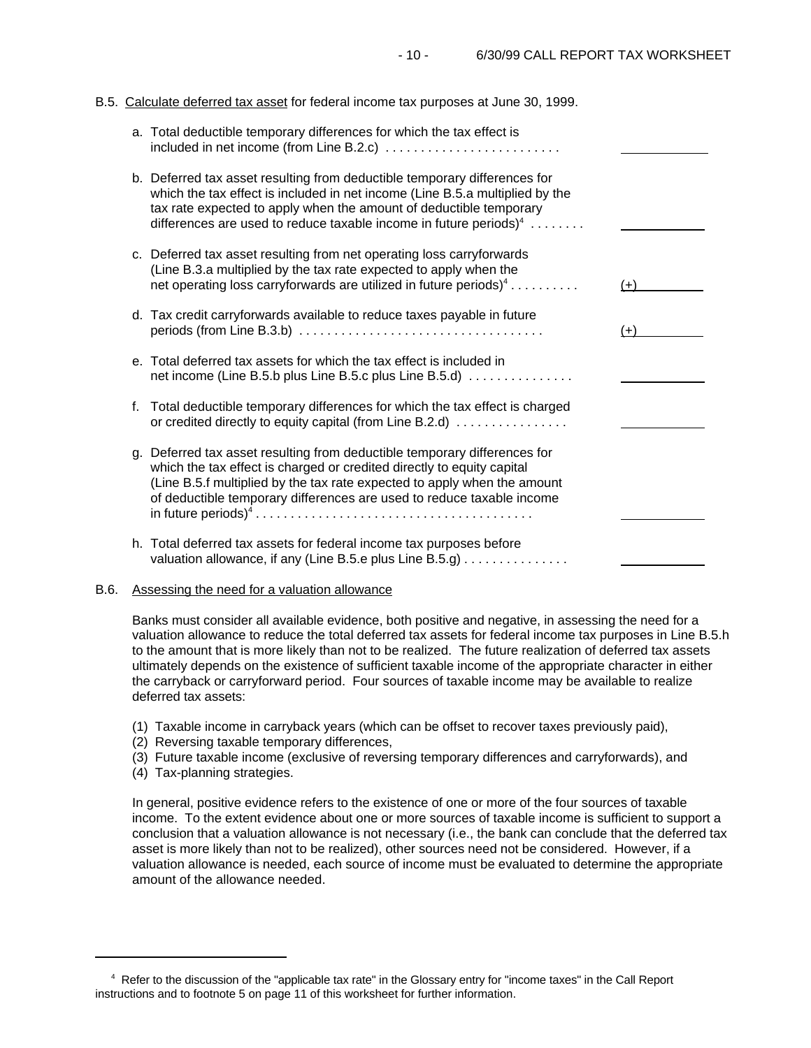B.5. Calculate deferred tax asset for federal income tax purposes at June 30, 1999.

a. Total deductible temporary differences for which the tax effect is included in net income (from Line B.2.c) . . . . . . . . . . . . . . . . . . . . . . . . . ____________

b. Deferred tax asset resulting from deductible temporary differences for which the tax effect is included in net income (Line B.5.a multiplied by the tax rate expected to apply when the amount of deductible temporary differences are used to reduce taxable income in future periods)[4] . . . . . . . . ____________

c. Deferred tax asset resulting from net operating loss carryforwards (Line B.3.a multiplied by the tax rate expected to apply when the net operating loss carryforwards are utilized in future periods)[4] . . . . . . . . . . (+)__________

d. Tax credit carryforwards available to reduce taxes payable in future periods (from Line B.3.b) . . . . . . . . . . . . . . . . . . . . . . . . . . . . . . . . . . . (+)__________

e. Total deferred tax assets for which the tax effect is included in net income (Line B.5.b plus Line B.5.c plus Line B.5.d) . . . . . . . . . . . . . . . ____________

f. Total deductible temporary differences for which the tax effect is charged or credited directly to equity capital (from Line B.2.d) . . . . . . . . . . . . . . . . ____________

g. Deferred tax asset resulting from deductible temporary differences for which the tax effect is charged or credited directly to equity capital (Line B.5.f multiplied by the tax rate expected to apply when the amount of deductible temporary differences are used to reduce taxable income in future periods)[4] . . . . . . . . . . . . . . . . . . . . . . . . . . . . . . . . . . . . . . . . ____________

h. Total deferred tax assets for federal income tax purposes before valuation allowance, if any (Line B.5.e plus Line B.5.g) . . . . . . . . . . . . . . . ____________

B.6. Assessing the need for a valuation allowance

Banks must consider all available evidence, both positive and negative, in assessing the need for a valuation allowance to reduce the total deferred tax assets for federal income tax purposes in Line B.5.h to the amount that is more likely than not to be realized. The future realization of deferred tax assets ultimately depends on the existence of sufficient taxable income of the appropriate character in either the carryback or carryforward period. Four sources of taxable income may be available to realize deferred tax assets:

(1) Taxable income in carryback years (which can be offset to recover taxes previously paid),
(2) Reversing taxable temporary differences,
(3) Future taxable income (exclusive of reversing temporary differences and carryforwards), and
(4) Tax-planning strategies.

In general, positive evidence refers to the existence of one or more of the four sources of taxable income. To the extent evidence about one or more sources of taxable income is sufficient to support a conclusion that a valuation allowance is not necessary (i.e., the bank can conclude that the deferred tax asset is more likely than not to be realized), other sources need not be considered. However, if a valuation allowance is needed, each source of income must be evaluated to determine the appropriate amount of the allowance needed.

---

[4] Refer to the discussion of the "applicable tax rate" in the Glossary entry for "income taxes" in the Call Report instructions and to footnote 5 on page 11 of this worksheet for further information.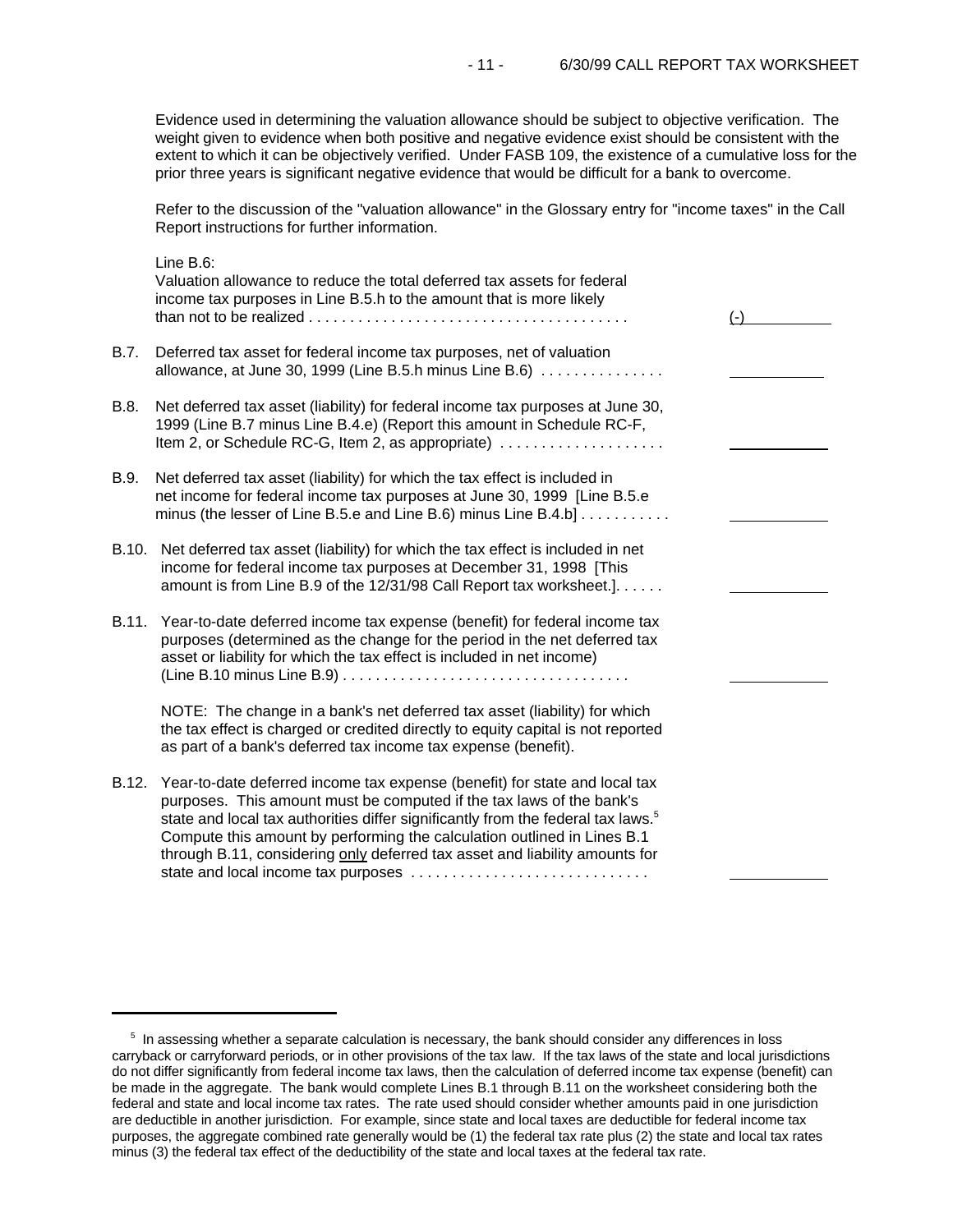Evidence used in determining the valuation allowance should be subject to objective verification. The weight given to evidence when both positive and negative evidence exist should be consistent with the extent to which it can be objectively verified. Under FASB 109, the existence of a cumulative loss for the prior three years is significant negative evidence that would be difficult for a bank to overcome.

Refer to the discussion of the "valuation allowance" in the Glossary entry for "income taxes" in the Call Report instructions for further information.

Line B.6:
Valuation allowance to reduce the total deferred tax assets for federal income tax purposes in Line B.5.h to the amount that is more likely than not to be realized . . . . . . . . . . . . . . . . . . . . . . . . . . . . . . . . . . . . . . (-)\_\_\_\_\_\_\_\_\_\_

B.7. Deferred tax asset for federal income tax purposes, net of valuation allowance, at June 30, 1999 (Line B.5.h minus Line B.6) . . . . . . . . . . . . . . . \_\_\_\_\_\_\_\_\_\_

B.8. Net deferred tax asset (liability) for federal income tax purposes at June 30, 1999 (Line B.7 minus Line B.4.e) (Report this amount in Schedule RC-F, Item 2, or Schedule RC-G, Item 2, as appropriate) . . . . . . . . . . . . . . . . . . . . \_\_\_\_\_\_\_\_\_\_

B.9. Net deferred tax asset (liability) for which the tax effect is included in net income for federal income tax purposes at June 30, 1999 [Line B.5.e minus (the lesser of Line B.5.e and Line B.6) minus Line B.4.b] . . . . . . . . . . . \_\_\_\_\_\_\_\_\_\_

B.10. Net deferred tax asset (liability) for which the tax effect is included in net income for federal income tax purposes at December 31, 1998 [This amount is from Line B.9 of the 12/31/98 Call Report tax worksheet.]. . . . . . \_\_\_\_\_\_\_\_\_\_

B.11. Year-to-date deferred income tax expense (benefit) for federal income tax purposes (determined as the change for the period in the net deferred tax asset or liability for which the tax effect is included in net income) (Line B.10 minus Line B.9) . . . . . . . . . . . . . . . . . . . . . . . . . . . . . . . . . . . \_\_\_\_\_\_\_\_\_\_

NOTE: The change in a bank's net deferred tax asset (liability) for which the tax effect is charged or credited directly to equity capital is not reported as part of a bank's deferred tax income tax expense (benefit).

B.12. Year-to-date deferred income tax expense (benefit) for state and local tax purposes. This amount must be computed if the tax laws of the bank's state and local tax authorities differ significantly from the federal tax laws.[5] Compute this amount by performing the calculation outlined in Lines B.1 through B.11, considering only deferred tax asset and liability amounts for state and local income tax purposes . . . . . . . . . . . . . . . . . . . . . . . . . . . . . \_\_\_\_\_\_\_\_\_\_

---

[5] In assessing whether a separate calculation is necessary, the bank should consider any differences in loss carryback or carryforward periods, or in other provisions of the tax law. If the tax laws of the state and local jurisdictions do not differ significantly from federal income tax laws, then the calculation of deferred income tax expense (benefit) can be made in the aggregate. The bank would complete Lines B.1 through B.11 on the worksheet considering both the federal and state and local income tax rates. The rate used should consider whether amounts paid in one jurisdiction are deductible in another jurisdiction. For example, since state and local taxes are deductible for federal income tax purposes, the aggregate combined rate generally would be (1) the federal tax rate plus (2) the state and local tax rates minus (3) the federal tax effect of the deductibility of the state and local taxes at the federal tax rate.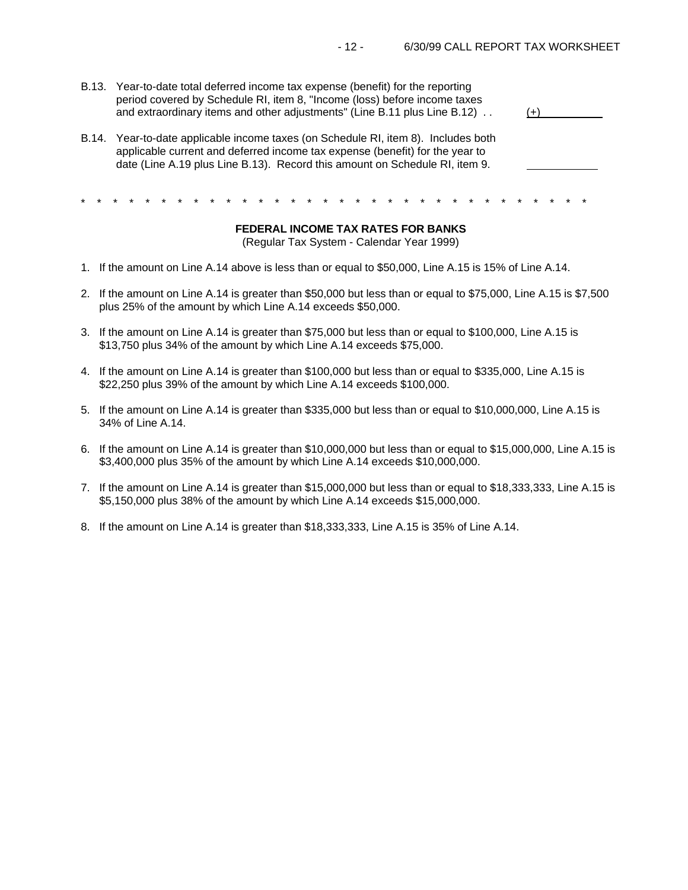B.13. Year-to-date total deferred income tax expense (benefit) for the reporting period covered by Schedule RI, item 8, "Income (loss) before income taxes and extraordinary items and other adjustments" (Line B.11 plus Line B.12) . . (+) \_\_\_\_\_\_\_\_\_\_

B.14. Year-to-date applicable income taxes (on Schedule RI, item 8). Includes both applicable current and deferred income tax expense (benefit) for the year to date (Line A.19 plus Line B.13). Record this amount on Schedule RI, item 9. \_\_\_\_\_\_\_\_\_\_

\* \* \* \* \* \* \* \* \* \* \* \* \* \* \* \* \* \* \* \* \* \* \* \* \* \* \* \* \* \* \* \* \* \*

**FEDERAL INCOME TAX RATES FOR BANKS**
(Regular Tax System - Calendar Year 1999)

1. If the amount on Line A.14 above is less than or equal to $50,000, Line A.15 is 15% of Line A.14.
2. If the amount on Line A.14 is greater than $50,000 but less than or equal to $75,000, Line A.15 is $7,500 plus 25% of the amount by which Line A.14 exceeds $50,000.
3. If the amount on Line A.14 is greater than $75,000 but less than or equal to $100,000, Line A.15 is $13,750 plus 34% of the amount by which Line A.14 exceeds $75,000.
4. If the amount on Line A.14 is greater than $100,000 but less than or equal to $335,000, Line A.15 is $22,250 plus 39% of the amount by which Line A.14 exceeds $100,000.
5. If the amount on Line A.14 is greater than $335,000 but less than or equal to $10,000,000, Line A.15 is 34% of Line A.14.
6. If the amount on Line A.14 is greater than $10,000,000 but less than or equal to $15,000,000, Line A.15 is $3,400,000 plus 35% of the amount by which Line A.14 exceeds $10,000,000.
7. If the amount on Line A.14 is greater than $15,000,000 but less than or equal to $18,333,333, Line A.15 is $5,150,000 plus 38% of the amount by which Line A.14 exceeds $15,000,000.
8. If the amount on Line A.14 is greater than $18,333,333, Line A.15 is 35% of Line A.14.